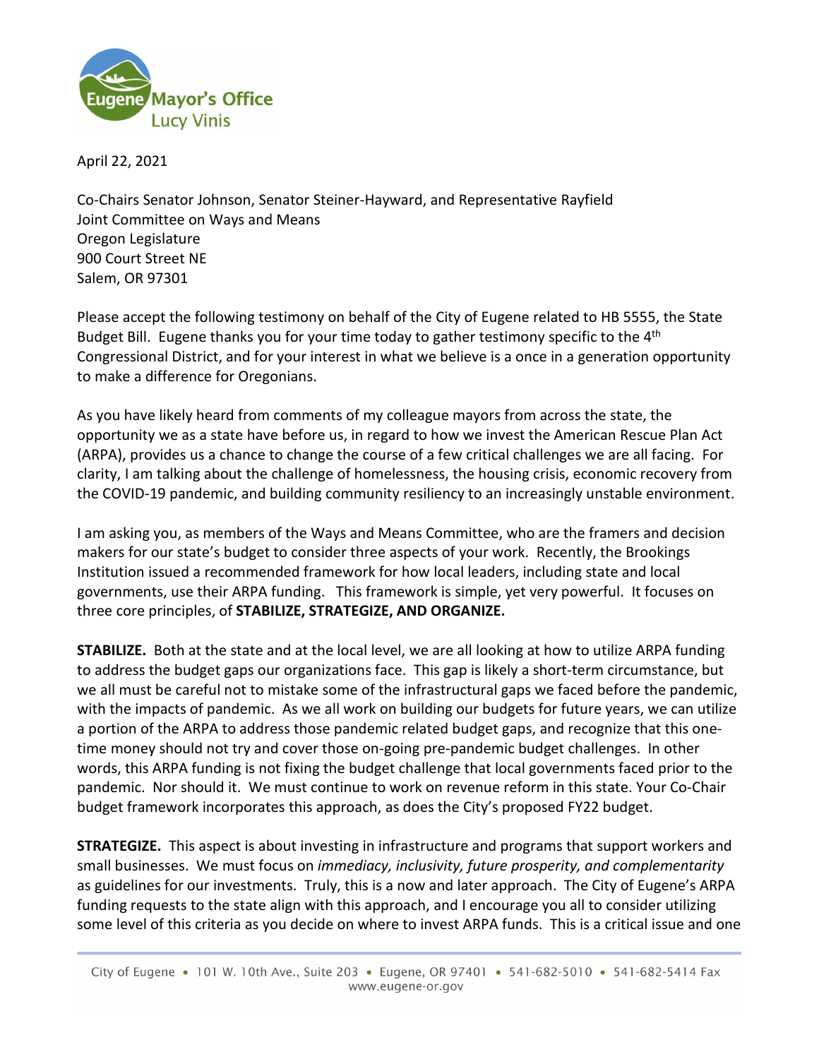Eugene Mayor's Office
Lucy Vinis

April 22, 2021

Co-Chairs Senator Johnson, Senator Steiner-Hayward, and Representative Rayfield
Joint Committee on Ways and Means
Oregon Legislature
900 Court Street NE
Salem, OR 97301

Please accept the following testimony on behalf of the City of Eugene related to HB 5555, the State Budget Bill. Eugene thanks you for your time today to gather testimony specific to the 4th Congressional District, and for your interest in what we believe is a once in a generation opportunity to make a difference for Oregonians.

As you have likely heard from comments of my colleague mayors from across the state, the opportunity we as a state have before us, in regard to how we invest the American Rescue Plan Act (ARPA), provides us a chance to change the course of a few critical challenges we are all facing. For clarity, I am talking about the challenge of homelessness, the housing crisis, economic recovery from the COVID-19 pandemic, and building community resiliency to an increasingly unstable environment.

I am asking you, as members of the Ways and Means Committee, who are the framers and decision makers for our state's budget to consider three aspects of your work. Recently, the Brookings Institution issued a recommended framework for how local leaders, including state and local governments, use their ARPA funding. This framework is simple, yet very powerful. It focuses on three core principles, of **STABILIZE, STRATEGIZE, AND ORGANIZE.**

**STABILIZE.** Both at the state and at the local level, we are all looking at how to utilize ARPA funding to address the budget gaps our organizations face. This gap is likely a short-term circumstance, but we all must be careful not to mistake some of the infrastructural gaps we faced before the pandemic, with the impacts of pandemic. As we all work on building our budgets for future years, we can utilize a portion of the ARPA to address those pandemic related budget gaps, and recognize that this one-time money should not try and cover those on-going pre-pandemic budget challenges. In other words, this ARPA funding is not fixing the budget challenge that local governments faced prior to the pandemic. Nor should it. We must continue to work on revenue reform in this state. Your Co-Chair budget framework incorporates this approach, as does the City's proposed FY22 budget.

**STRATEGIZE.** This aspect is about investing in infrastructure and programs that support workers and small businesses. We must focus on *immediacy, inclusivity, future prosperity, and complementarity* as guidelines for our investments. Truly, this is a now and later approach. The City of Eugene's ARPA funding requests to the state align with this approach, and I encourage you all to consider utilizing some level of this criteria as you decide on where to invest ARPA funds. This is a critical issue and one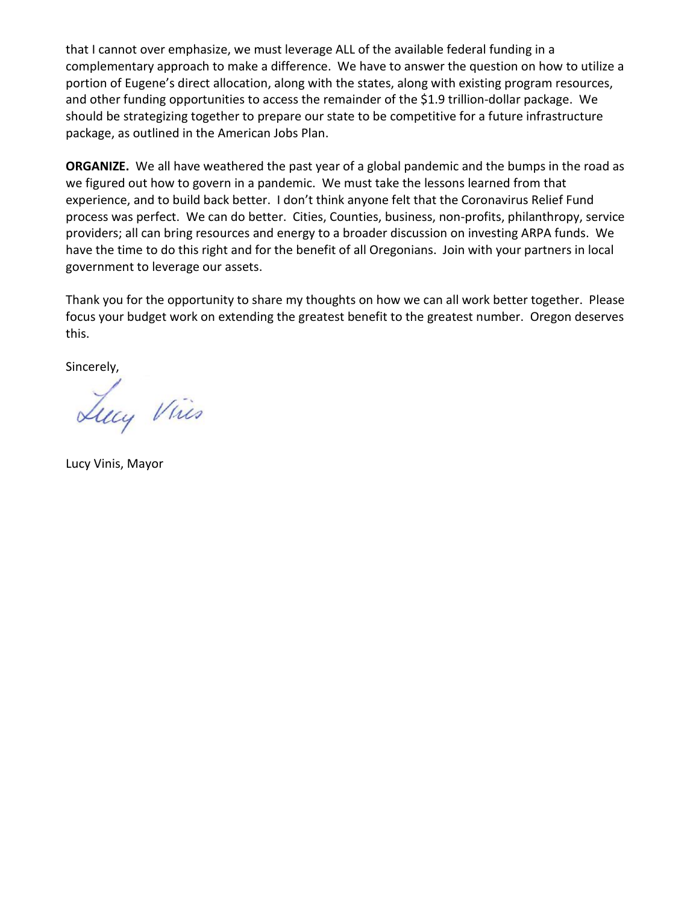that I cannot over emphasize, we must leverage ALL of the available federal funding in a complementary approach to make a difference. We have to answer the question on how to utilize a portion of Eugene's direct allocation, along with the states, along with existing program resources, and other funding opportunities to access the remainder of the $1.9 trillion-dollar package. We should be strategizing together to prepare our state to be competitive for a future infrastructure package, as outlined in the American Jobs Plan.

**ORGANIZE.** We all have weathered the past year of a global pandemic and the bumps in the road as we figured out how to govern in a pandemic. We must take the lessons learned from that experience, and to build back better. I don't think anyone felt that the Coronavirus Relief Fund process was perfect. We can do better. Cities, Counties, business, non-profits, philanthropy, service providers; all can bring resources and energy to a broader discussion on investing ARPA funds. We have the time to do this right and for the benefit of all Oregonians. Join with your partners in local government to leverage our assets.

Thank you for the opportunity to share my thoughts on how we can all work better together. Please focus your budget work on extending the greatest benefit to the greatest number. Oregon deserves this.

Sincerely,

Lucy Vinis

Lucy Vinis, Mayor